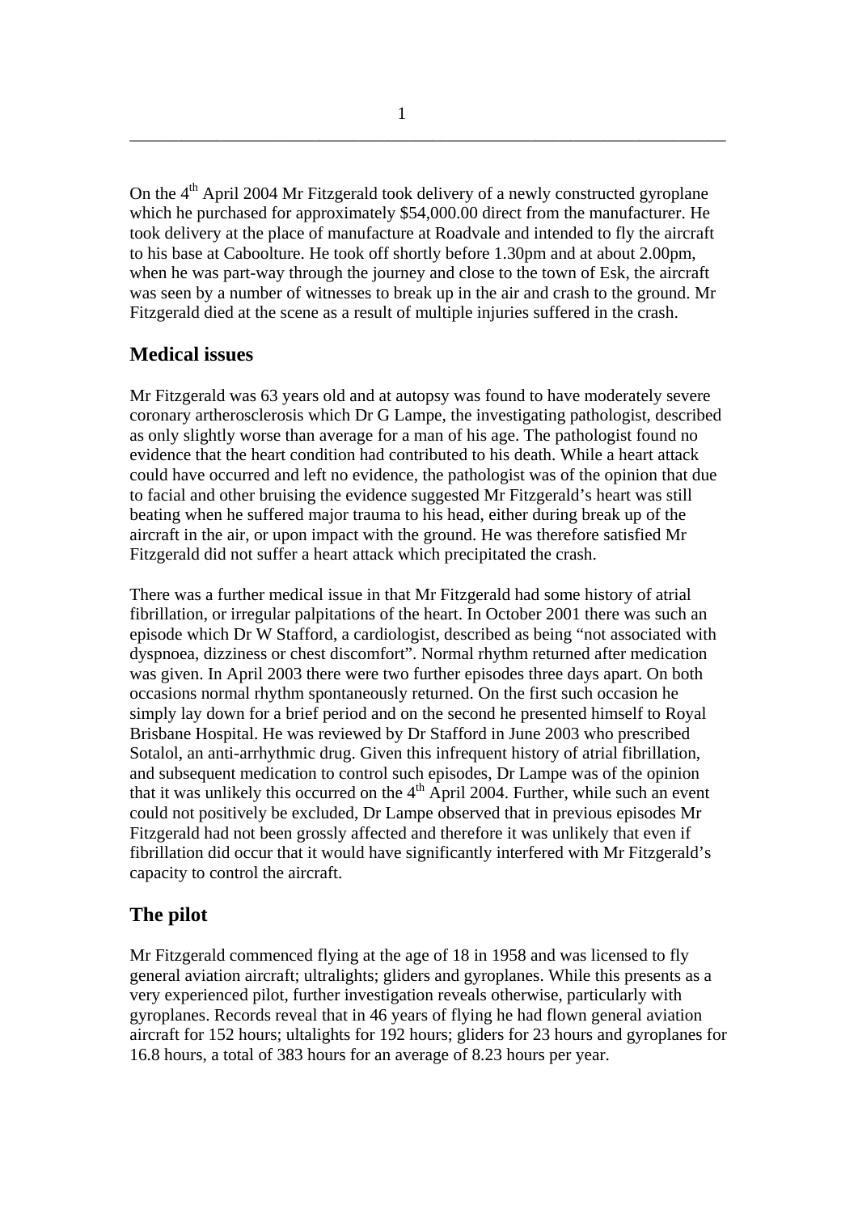On the 4th April 2004 Mr Fitzgerald took delivery of a newly constructed gyroplane which he purchased for approximately $54,000.00 direct from the manufacturer. He took delivery at the place of manufacture at Roadvale and intended to fly the aircraft to his base at Caboolture. He took off shortly before 1.30pm and at about 2.00pm, when he was part-way through the journey and close to the town of Esk, the aircraft was seen by a number of witnesses to break up in the air and crash to the ground. Mr Fitzgerald died at the scene as a result of multiple injuries suffered in the crash.

## Medical issues

Mr Fitzgerald was 63 years old and at autopsy was found to have moderately severe coronary artherosclerosis which Dr G Lampe, the investigating pathologist, described as only slightly worse than average for a man of his age. The pathologist found no evidence that the heart condition had contributed to his death. While a heart attack could have occurred and left no evidence, the pathologist was of the opinion that due to facial and other bruising the evidence suggested Mr Fitzgerald's heart was still beating when he suffered major trauma to his head, either during break up of the aircraft in the air, or upon impact with the ground. He was therefore satisfied Mr Fitzgerald did not suffer a heart attack which precipitated the crash.

There was a further medical issue in that Mr Fitzgerald had some history of atrial fibrillation, or irregular palpitations of the heart. In October 2001 there was such an episode which Dr W Stafford, a cardiologist, described as being "not associated with dyspnoea, dizziness or chest discomfort". Normal rhythm returned after medication was given. In April 2003 there were two further episodes three days apart. On both occasions normal rhythm spontaneously returned. On the first such occasion he simply lay down for a brief period and on the second he presented himself to Royal Brisbane Hospital. He was reviewed by Dr Stafford in June 2003 who prescribed Sotalol, an anti-arrhythmic drug. Given this infrequent history of atrial fibrillation, and subsequent medication to control such episodes, Dr Lampe was of the opinion that it was unlikely this occurred on the 4th April 2004. Further, while such an event could not positively be excluded, Dr Lampe observed that in previous episodes Mr Fitzgerald had not been grossly affected and therefore it was unlikely that even if fibrillation did occur that it would have significantly interfered with Mr Fitzgerald's capacity to control the aircraft.

## The pilot

Mr Fitzgerald commenced flying at the age of 18 in 1958 and was licensed to fly general aviation aircraft; ultralights; gliders and gyroplanes. While this presents as a very experienced pilot, further investigation reveals otherwise, particularly with gyroplanes. Records reveal that in 46 years of flying he had flown general aviation aircraft for 152 hours; ultalights for 192 hours; gliders for 23 hours and gyroplanes for 16.8 hours, a total of 383 hours for an average of 8.23 hours per year.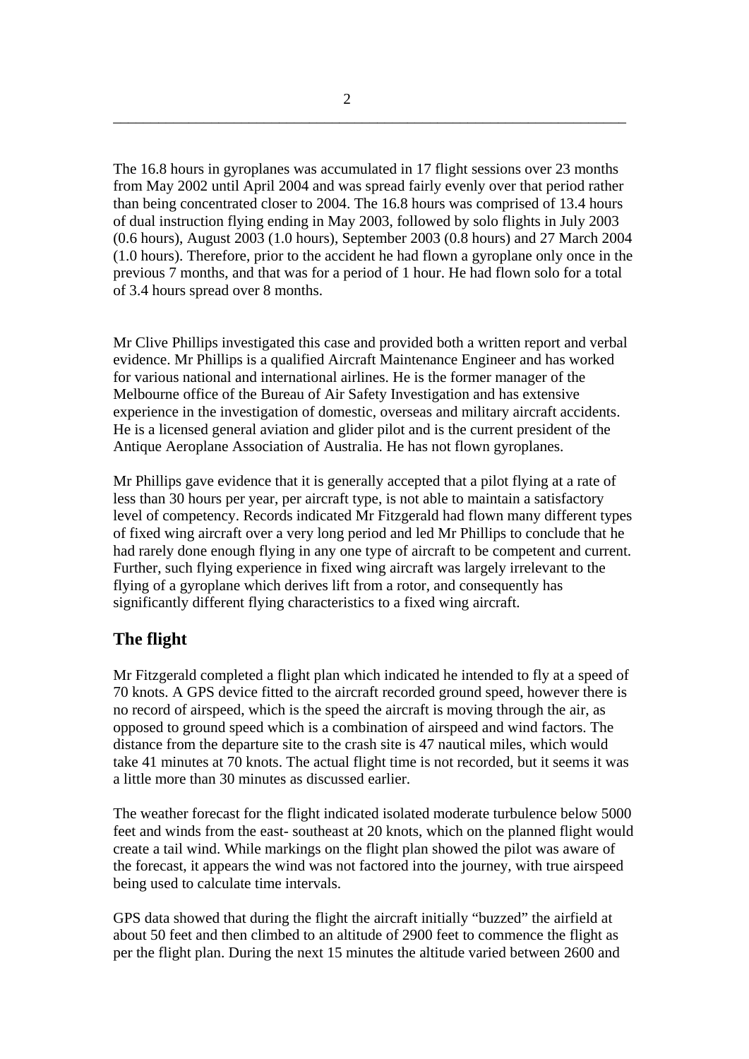The 16.8 hours in gyroplanes was accumulated in 17 flight sessions over 23 months from May 2002 until April 2004 and was spread fairly evenly over that period rather than being concentrated closer to 2004. The 16.8 hours was comprised of 13.4 hours of dual instruction flying ending in May 2003, followed by solo flights in July 2003 (0.6 hours), August 2003 (1.0 hours), September 2003 (0.8 hours) and 27 March 2004 (1.0 hours). Therefore, prior to the accident he had flown a gyroplane only once in the previous 7 months, and that was for a period of 1 hour. He had flown solo for a total of 3.4 hours spread over 8 months.

Mr Clive Phillips investigated this case and provided both a written report and verbal evidence. Mr Phillips is a qualified Aircraft Maintenance Engineer and has worked for various national and international airlines. He is the former manager of the Melbourne office of the Bureau of Air Safety Investigation and has extensive experience in the investigation of domestic, overseas and military aircraft accidents. He is a licensed general aviation and glider pilot and is the current president of the Antique Aeroplane Association of Australia. He has not flown gyroplanes.

Mr Phillips gave evidence that it is generally accepted that a pilot flying at a rate of less than 30 hours per year, per aircraft type, is not able to maintain a satisfactory level of competency. Records indicated Mr Fitzgerald had flown many different types of fixed wing aircraft over a very long period and led Mr Phillips to conclude that he had rarely done enough flying in any one type of aircraft to be competent and current. Further, such flying experience in fixed wing aircraft was largely irrelevant to the flying of a gyroplane which derives lift from a rotor, and consequently has significantly different flying characteristics to a fixed wing aircraft.

## The flight

Mr Fitzgerald completed a flight plan which indicated he intended to fly at a speed of 70 knots. A GPS device fitted to the aircraft recorded ground speed, however there is no record of airspeed, which is the speed the aircraft is moving through the air, as opposed to ground speed which is a combination of airspeed and wind factors. The distance from the departure site to the crash site is 47 nautical miles, which would take 41 minutes at 70 knots. The actual flight time is not recorded, but it seems it was a little more than 30 minutes as discussed earlier.

The weather forecast for the flight indicated isolated moderate turbulence below 5000 feet and winds from the east- southeast at 20 knots, which on the planned flight would create a tail wind. While markings on the flight plan showed the pilot was aware of the forecast, it appears the wind was not factored into the journey, with true airspeed being used to calculate time intervals.

GPS data showed that during the flight the aircraft initially "buzzed" the airfield at about 50 feet and then climbed to an altitude of 2900 feet to commence the flight as per the flight plan. During the next 15 minutes the altitude varied between 2600 and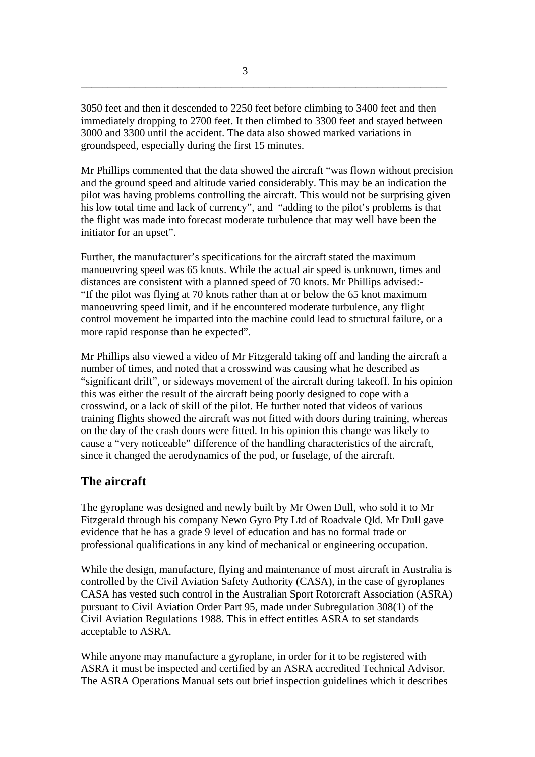3050 feet and then it descended to 2250 feet before climbing to 3400 feet and then immediately dropping to 2700 feet. It then climbed to 3300 feet and stayed between 3000 and 3300 until the accident. The data also showed marked variations in groundspeed, especially during the first 15 minutes.

Mr Phillips commented that the data showed the aircraft "was flown without precision and the ground speed and altitude varied considerably. This may be an indication the pilot was having problems controlling the aircraft. This would not be surprising given his low total time and lack of currency", and "adding to the pilot's problems is that the flight was made into forecast moderate turbulence that may well have been the initiator for an upset".

Further, the manufacturer's specifications for the aircraft stated the maximum manoeuvring speed was 65 knots. While the actual air speed is unknown, times and distances are consistent with a planned speed of 70 knots. Mr Phillips advised:-
"If the pilot was flying at 70 knots rather than at or below the 65 knot maximum manoeuvring speed limit, and if he encountered moderate turbulence, any flight control movement he imparted into the machine could lead to structural failure, or a more rapid response than he expected".

Mr Phillips also viewed a video of Mr Fitzgerald taking off and landing the aircraft a number of times, and noted that a crosswind was causing what he described as "significant drift", or sideways movement of the aircraft during takeoff. In his opinion this was either the result of the aircraft being poorly designed to cope with a crosswind, or a lack of skill of the pilot. He further noted that videos of various training flights showed the aircraft was not fitted with doors during training, whereas on the day of the crash doors were fitted. In his opinion this change was likely to cause a "very noticeable" difference of the handling characteristics of the aircraft, since it changed the aerodynamics of the pod, or fuselage, of the aircraft.

## The aircraft

The gyroplane was designed and newly built by Mr Owen Dull, who sold it to Mr Fitzgerald through his company Newo Gyro Pty Ltd of Roadvale Qld. Mr Dull gave evidence that he has a grade 9 level of education and has no formal trade or professional qualifications in any kind of mechanical or engineering occupation.

While the design, manufacture, flying and maintenance of most aircraft in Australia is controlled by the Civil Aviation Safety Authority (CASA), in the case of gyroplanes CASA has vested such control in the Australian Sport Rotorcraft Association (ASRA) pursuant to Civil Aviation Order Part 95, made under Subregulation 308(1) of the Civil Aviation Regulations 1988. This in effect entitles ASRA to set standards acceptable to ASRA.

While anyone may manufacture a gyroplane, in order for it to be registered with ASRA it must be inspected and certified by an ASRA accredited Technical Advisor. The ASRA Operations Manual sets out brief inspection guidelines which it describes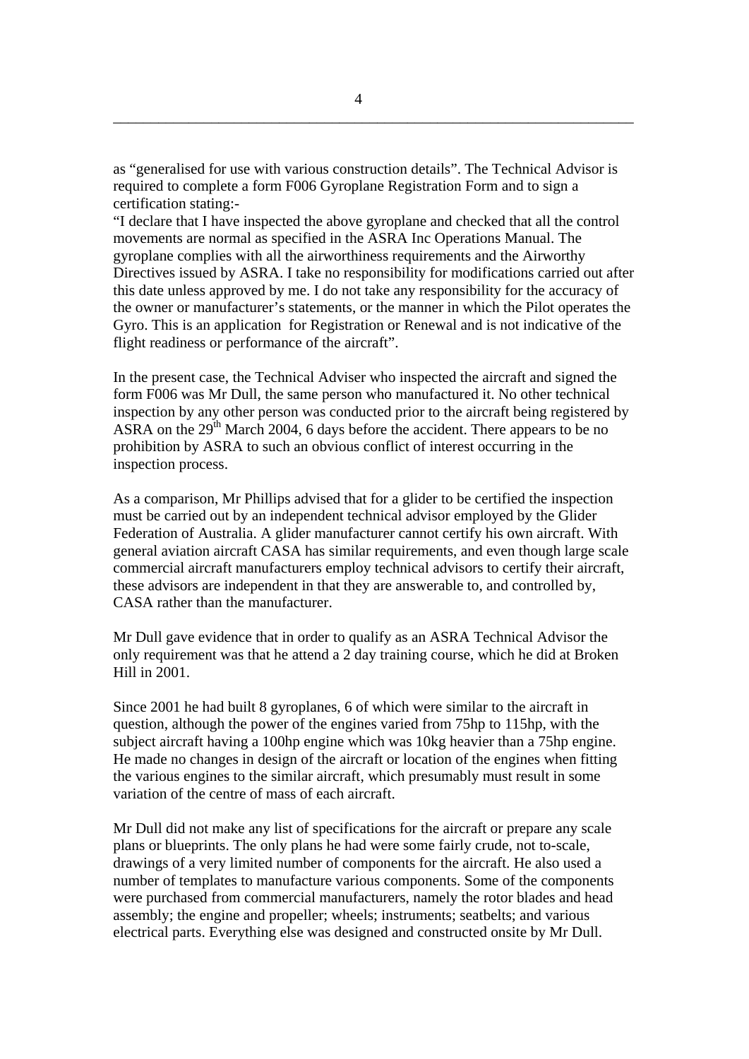as "generalised for use with various construction details". The Technical Advisor is required to complete a form F006 Gyroplane Registration Form and to sign a certification stating:-

"I declare that I have inspected the above gyroplane and checked that all the control movements are normal as specified in the ASRA Inc Operations Manual. The gyroplane complies with all the airworthiness requirements and the Airworthy Directives issued by ASRA. I take no responsibility for modifications carried out after this date unless approved by me. I do not take any responsibility for the accuracy of the owner or manufacturer's statements, or the manner in which the Pilot operates the Gyro. This is an application for Registration or Renewal and is not indicative of the flight readiness or performance of the aircraft".

In the present case, the Technical Adviser who inspected the aircraft and signed the form F006 was Mr Dull, the same person who manufactured it. No other technical inspection by any other person was conducted prior to the aircraft being registered by ASRA on the 29th March 2004, 6 days before the accident. There appears to be no prohibition by ASRA to such an obvious conflict of interest occurring in the inspection process.

As a comparison, Mr Phillips advised that for a glider to be certified the inspection must be carried out by an independent technical advisor employed by the Glider Federation of Australia. A glider manufacturer cannot certify his own aircraft. With general aviation aircraft CASA has similar requirements, and even though large scale commercial aircraft manufacturers employ technical advisors to certify their aircraft, these advisors are independent in that they are answerable to, and controlled by, CASA rather than the manufacturer.

Mr Dull gave evidence that in order to qualify as an ASRA Technical Advisor the only requirement was that he attend a 2 day training course, which he did at Broken Hill in 2001.

Since 2001 he had built 8 gyroplanes, 6 of which were similar to the aircraft in question, although the power of the engines varied from 75hp to 115hp, with the subject aircraft having a 100hp engine which was 10kg heavier than a 75hp engine. He made no changes in design of the aircraft or location of the engines when fitting the various engines to the similar aircraft, which presumably must result in some variation of the centre of mass of each aircraft.

Mr Dull did not make any list of specifications for the aircraft or prepare any scale plans or blueprints. The only plans he had were some fairly crude, not to-scale, drawings of a very limited number of components for the aircraft. He also used a number of templates to manufacture various components. Some of the components were purchased from commercial manufacturers, namely the rotor blades and head assembly; the engine and propeller; wheels; instruments; seatbelts; and various electrical parts. Everything else was designed and constructed onsite by Mr Dull.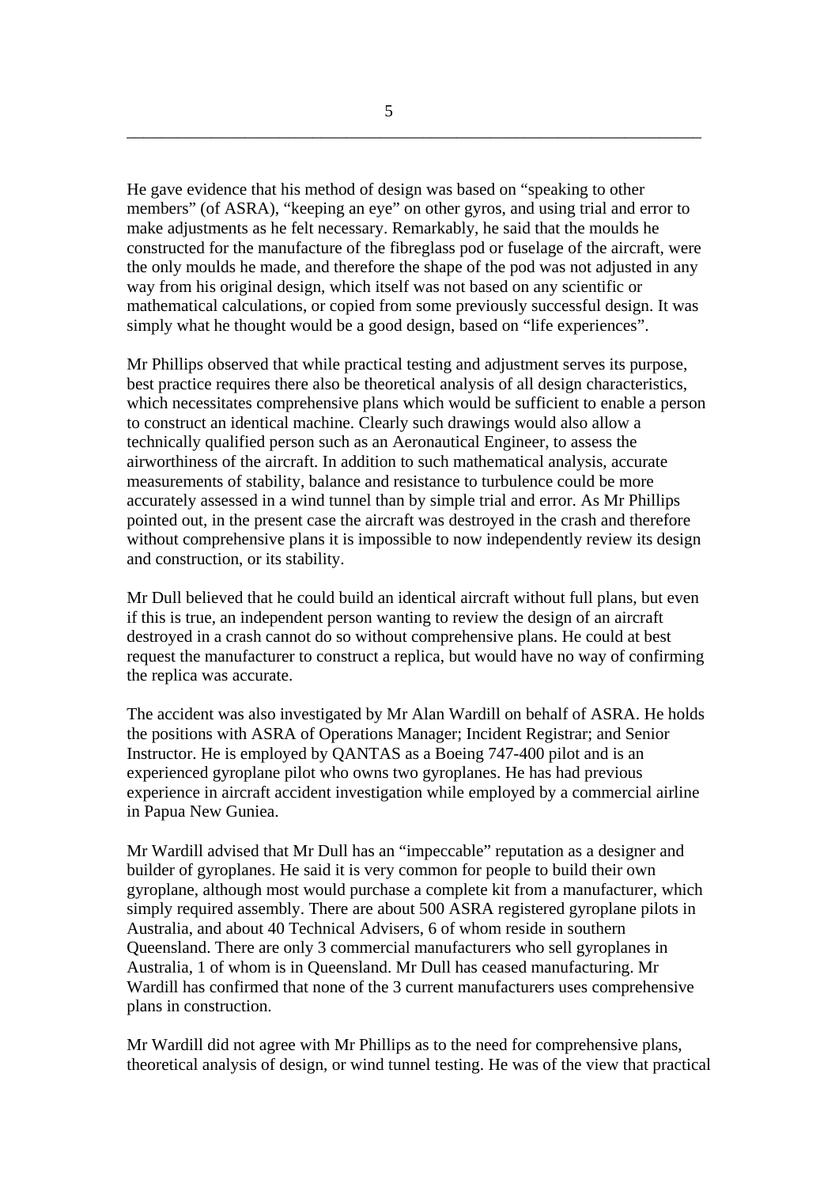He gave evidence that his method of design was based on "speaking to other members" (of ASRA), "keeping an eye" on other gyros, and using trial and error to make adjustments as he felt necessary. Remarkably, he said that the moulds he constructed for the manufacture of the fibreglass pod or fuselage of the aircraft, were the only moulds he made, and therefore the shape of the pod was not adjusted in any way from his original design, which itself was not based on any scientific or mathematical calculations, or copied from some previously successful design. It was simply what he thought would be a good design, based on "life experiences".

Mr Phillips observed that while practical testing and adjustment serves its purpose, best practice requires there also be theoretical analysis of all design characteristics, which necessitates comprehensive plans which would be sufficient to enable a person to construct an identical machine. Clearly such drawings would also allow a technically qualified person such as an Aeronautical Engineer, to assess the airworthiness of the aircraft. In addition to such mathematical analysis, accurate measurements of stability, balance and resistance to turbulence could be more accurately assessed in a wind tunnel than by simple trial and error. As Mr Phillips pointed out, in the present case the aircraft was destroyed in the crash and therefore without comprehensive plans it is impossible to now independently review its design and construction, or its stability.

Mr Dull believed that he could build an identical aircraft without full plans, but even if this is true, an independent person wanting to review the design of an aircraft destroyed in a crash cannot do so without comprehensive plans. He could at best request the manufacturer to construct a replica, but would have no way of confirming the replica was accurate.

The accident was also investigated by Mr Alan Wardill on behalf of ASRA. He holds the positions with ASRA of Operations Manager; Incident Registrar; and Senior Instructor. He is employed by QANTAS as a Boeing 747-400 pilot and is an experienced gyroplane pilot who owns two gyroplanes. He has had previous experience in aircraft accident investigation while employed by a commercial airline in Papua New Guniea.

Mr Wardill advised that Mr Dull has an "impeccable" reputation as a designer and builder of gyroplanes. He said it is very common for people to build their own gyroplane, although most would purchase a complete kit from a manufacturer, which simply required assembly. There are about 500 ASRA registered gyroplane pilots in Australia, and about 40 Technical Advisers, 6 of whom reside in southern Queensland. There are only 3 commercial manufacturers who sell gyroplanes in Australia, 1 of whom is in Queensland. Mr Dull has ceased manufacturing. Mr Wardill has confirmed that none of the 3 current manufacturers uses comprehensive plans in construction.

Mr Wardill did not agree with Mr Phillips as to the need for comprehensive plans, theoretical analysis of design, or wind tunnel testing. He was of the view that practical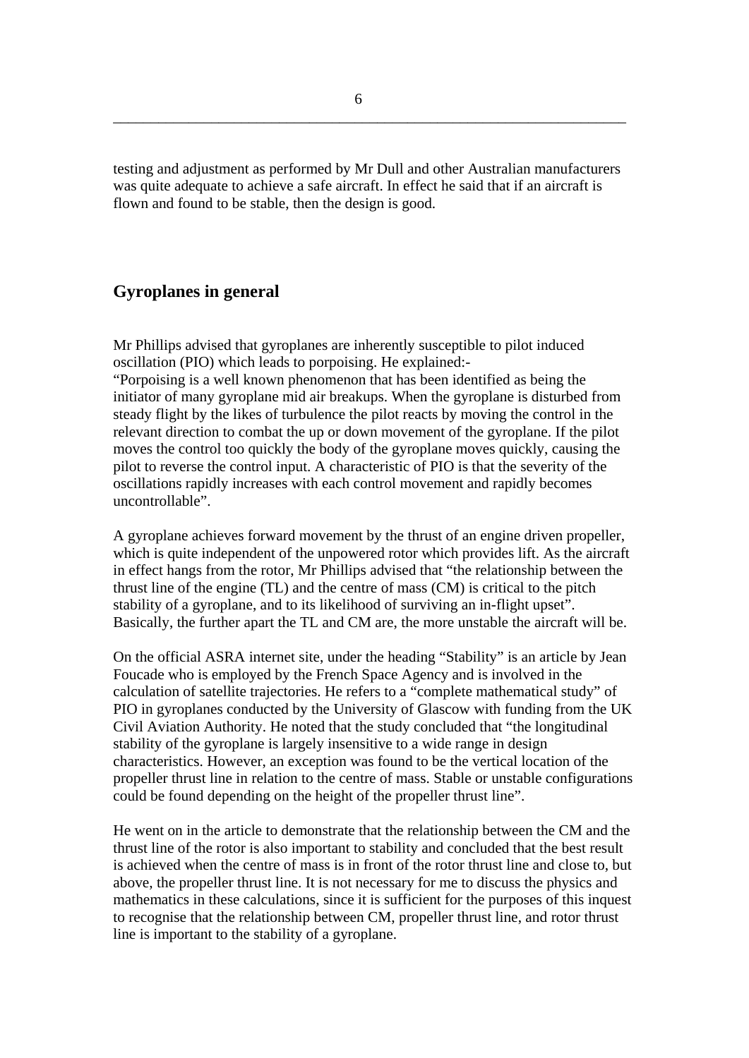testing and adjustment as performed by Mr Dull and other Australian manufacturers was quite adequate to achieve a safe aircraft. In effect he said that if an aircraft is flown and found to be stable, then the design is good.

## Gyroplanes in general

Mr Phillips advised that gyroplanes are inherently susceptible to pilot induced oscillation (PIO) which leads to porpoising. He explained:-
"Porpoising is a well known phenomenon that has been identified as being the initiator of many gyroplane mid air breakups. When the gyroplane is disturbed from steady flight by the likes of turbulence the pilot reacts by moving the control in the relevant direction to combat the up or down movement of the gyroplane. If the pilot moves the control too quickly the body of the gyroplane moves quickly, causing the pilot to reverse the control input. A characteristic of PIO is that the severity of the oscillations rapidly increases with each control movement and rapidly becomes uncontrollable".

A gyroplane achieves forward movement by the thrust of an engine driven propeller, which is quite independent of the unpowered rotor which provides lift. As the aircraft in effect hangs from the rotor, Mr Phillips advised that "the relationship between the thrust line of the engine (TL) and the centre of mass (CM) is critical to the pitch stability of a gyroplane, and to its likelihood of surviving an in-flight upset". Basically, the further apart the TL and CM are, the more unstable the aircraft will be.

On the official ASRA internet site, under the heading "Stability" is an article by Jean Foucade who is employed by the French Space Agency and is involved in the calculation of satellite trajectories. He refers to a "complete mathematical study" of PIO in gyroplanes conducted by the University of Glascow with funding from the UK Civil Aviation Authority. He noted that the study concluded that "the longitudinal stability of the gyroplane is largely insensitive to a wide range in design characteristics. However, an exception was found to be the vertical location of the propeller thrust line in relation to the centre of mass. Stable or unstable configurations could be found depending on the height of the propeller thrust line".

He went on in the article to demonstrate that the relationship between the CM and the thrust line of the rotor is also important to stability and concluded that the best result is achieved when the centre of mass is in front of the rotor thrust line and close to, but above, the propeller thrust line. It is not necessary for me to discuss the physics and mathematics in these calculations, since it is sufficient for the purposes of this inquest to recognise that the relationship between CM, propeller thrust line, and rotor thrust line is important to the stability of a gyroplane.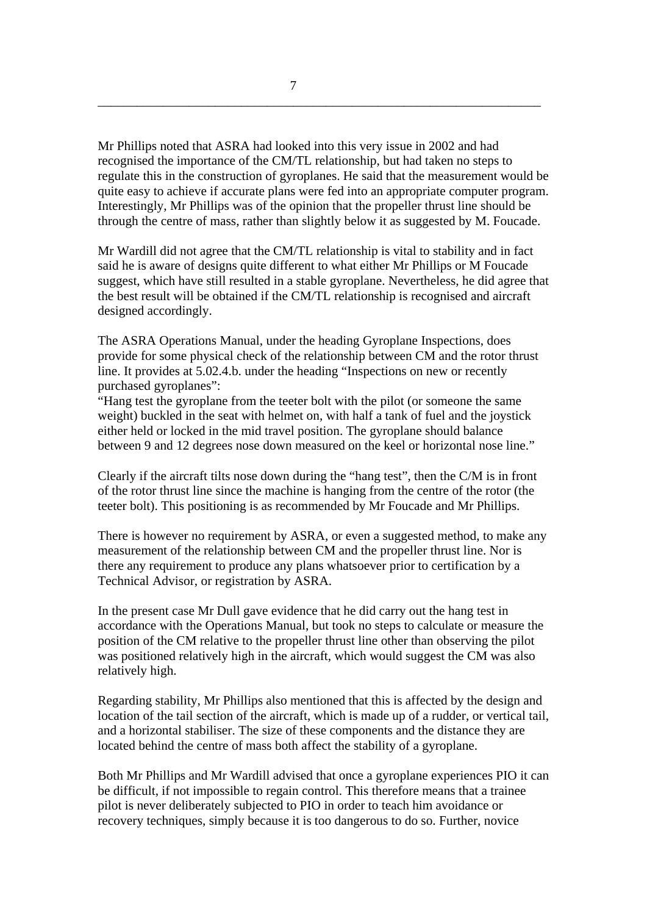Mr Phillips noted that ASRA had looked into this very issue in 2002 and had recognised the importance of the CM/TL relationship, but had taken no steps to regulate this in the construction of gyroplanes. He said that the measurement would be quite easy to achieve if accurate plans were fed into an appropriate computer program. Interestingly, Mr Phillips was of the opinion that the propeller thrust line should be through the centre of mass, rather than slightly below it as suggested by M. Foucade.

Mr Wardill did not agree that the CM/TL relationship is vital to stability and in fact said he is aware of designs quite different to what either Mr Phillips or M Foucade suggest, which have still resulted in a stable gyroplane. Nevertheless, he did agree that the best result will be obtained if the CM/TL relationship is recognised and aircraft designed accordingly.

The ASRA Operations Manual, under the heading Gyroplane Inspections, does provide for some physical check of the relationship between CM and the rotor thrust line. It provides at 5.02.4.b. under the heading "Inspections on new or recently purchased gyroplanes":

"Hang test the gyroplane from the teeter bolt with the pilot (or someone the same weight) buckled in the seat with helmet on, with half a tank of fuel and the joystick either held or locked in the mid travel position. The gyroplane should balance between 9 and 12 degrees nose down measured on the keel or horizontal nose line."

Clearly if the aircraft tilts nose down during the "hang test", then the C/M is in front of the rotor thrust line since the machine is hanging from the centre of the rotor (the teeter bolt). This positioning is as recommended by Mr Foucade and Mr Phillips.

There is however no requirement by ASRA, or even a suggested method, to make any measurement of the relationship between CM and the propeller thrust line. Nor is there any requirement to produce any plans whatsoever prior to certification by a Technical Advisor, or registration by ASRA.

In the present case Mr Dull gave evidence that he did carry out the hang test in accordance with the Operations Manual, but took no steps to calculate or measure the position of the CM relative to the propeller thrust line other than observing the pilot was positioned relatively high in the aircraft, which would suggest the CM was also relatively high.

Regarding stability, Mr Phillips also mentioned that this is affected by the design and location of the tail section of the aircraft, which is made up of a rudder, or vertical tail, and a horizontal stabiliser. The size of these components and the distance they are located behind the centre of mass both affect the stability of a gyroplane.

Both Mr Phillips and Mr Wardill advised that once a gyroplane experiences PIO it can be difficult, if not impossible to regain control. This therefore means that a trainee pilot is never deliberately subjected to PIO in order to teach him avoidance or recovery techniques, simply because it is too dangerous to do so. Further, novice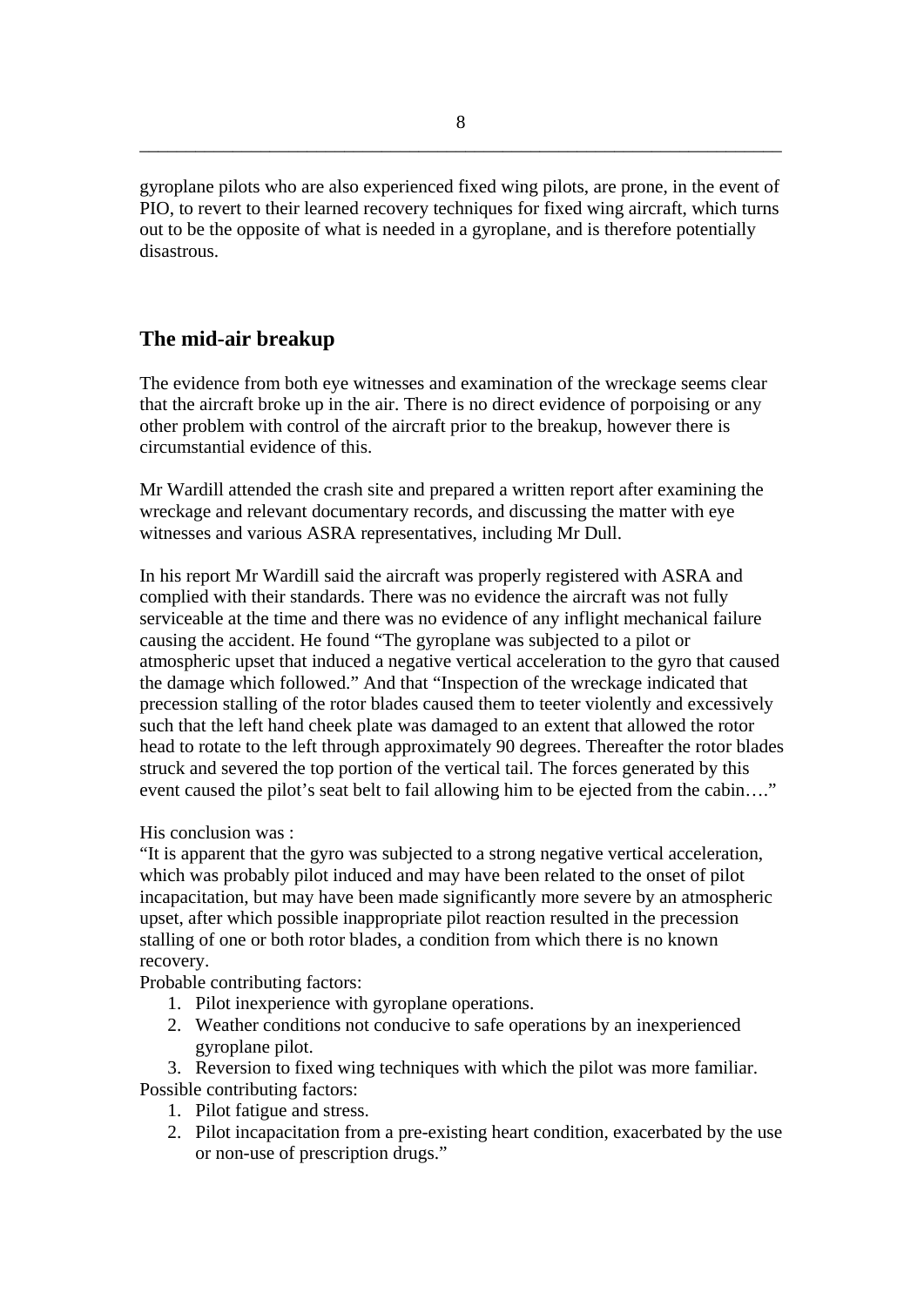gyroplane pilots who are also experienced fixed wing pilots, are prone, in the event of PIO, to revert to their learned recovery techniques for fixed wing aircraft, which turns out to be the opposite of what is needed in a gyroplane, and is therefore potentially disastrous.

## The mid-air breakup

The evidence from both eye witnesses and examination of the wreckage seems clear that the aircraft broke up in the air. There is no direct evidence of porpoising or any other problem with control of the aircraft prior to the breakup, however there is circumstantial evidence of this.

Mr Wardill attended the crash site and prepared a written report after examining the wreckage and relevant documentary records, and discussing the matter with eye witnesses and various ASRA representatives, including Mr Dull.

In his report Mr Wardill said the aircraft was properly registered with ASRA and complied with their standards. There was no evidence the aircraft was not fully serviceable at the time and there was no evidence of any inflight mechanical failure causing the accident. He found "The gyroplane was subjected to a pilot or atmospheric upset that induced a negative vertical acceleration to the gyro that caused the damage which followed." And that "Inspection of the wreckage indicated that precession stalling of the rotor blades caused them to teeter violently and excessively such that the left hand cheek plate was damaged to an extent that allowed the rotor head to rotate to the left through approximately 90 degrees. Thereafter the rotor blades struck and severed the top portion of the vertical tail. The forces generated by this event caused the pilot's seat belt to fail allowing him to be ejected from the cabin…."

His conclusion was :

"It is apparent that the gyro was subjected to a strong negative vertical acceleration, which was probably pilot induced and may have been related to the onset of pilot incapacitation, but may have been made significantly more severe by an atmospheric upset, after which possible inappropriate pilot reaction resulted in the precession stalling of one or both rotor blades, a condition from which there is no known recovery.

Probable contributing factors:

1. Pilot inexperience with gyroplane operations.
2. Weather conditions not conducive to safe operations by an inexperienced gyroplane pilot.
3. Reversion to fixed wing techniques with which the pilot was more familiar.

Possible contributing factors:

1. Pilot fatigue and stress.
2. Pilot incapacitation from a pre-existing heart condition, exacerbated by the use or non-use of prescription drugs."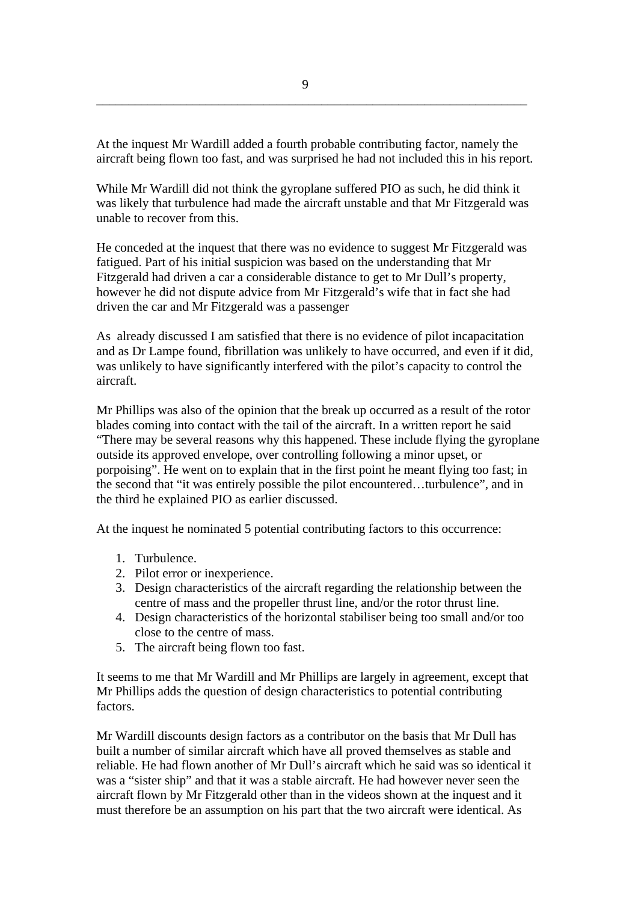At the inquest Mr Wardill added a fourth probable contributing factor, namely the aircraft being flown too fast, and was surprised he had not included this in his report.

While Mr Wardill did not think the gyroplane suffered PIO as such, he did think it was likely that turbulence had made the aircraft unstable and that Mr Fitzgerald was unable to recover from this.

He conceded at the inquest that there was no evidence to suggest Mr Fitzgerald was fatigued. Part of his initial suspicion was based on the understanding that Mr Fitzgerald had driven a car a considerable distance to get to Mr Dull's property, however he did not dispute advice from Mr Fitzgerald's wife that in fact she had driven the car and Mr Fitzgerald was a passenger

As already discussed I am satisfied that there is no evidence of pilot incapacitation and as Dr Lampe found, fibrillation was unlikely to have occurred, and even if it did, was unlikely to have significantly interfered with the pilot's capacity to control the aircraft.

Mr Phillips was also of the opinion that the break up occurred as a result of the rotor blades coming into contact with the tail of the aircraft. In a written report he said "There may be several reasons why this happened. These include flying the gyroplane outside its approved envelope, over controlling following a minor upset, or porpoising". He went on to explain that in the first point he meant flying too fast; in the second that "it was entirely possible the pilot encountered…turbulence", and in the third he explained PIO as earlier discussed.

At the inquest he nominated 5 potential contributing factors to this occurrence:

1. Turbulence.
2. Pilot error or inexperience.
3. Design characteristics of the aircraft regarding the relationship between the centre of mass and the propeller thrust line, and/or the rotor thrust line.
4. Design characteristics of the horizontal stabiliser being too small and/or too close to the centre of mass.
5. The aircraft being flown too fast.

It seems to me that Mr Wardill and Mr Phillips are largely in agreement, except that Mr Phillips adds the question of design characteristics to potential contributing factors.

Mr Wardill discounts design factors as a contributor on the basis that Mr Dull has built a number of similar aircraft which have all proved themselves as stable and reliable. He had flown another of Mr Dull's aircraft which he said was so identical it was a "sister ship" and that it was a stable aircraft. He had however never seen the aircraft flown by Mr Fitzgerald other than in the videos shown at the inquest and it must therefore be an assumption on his part that the two aircraft were identical. As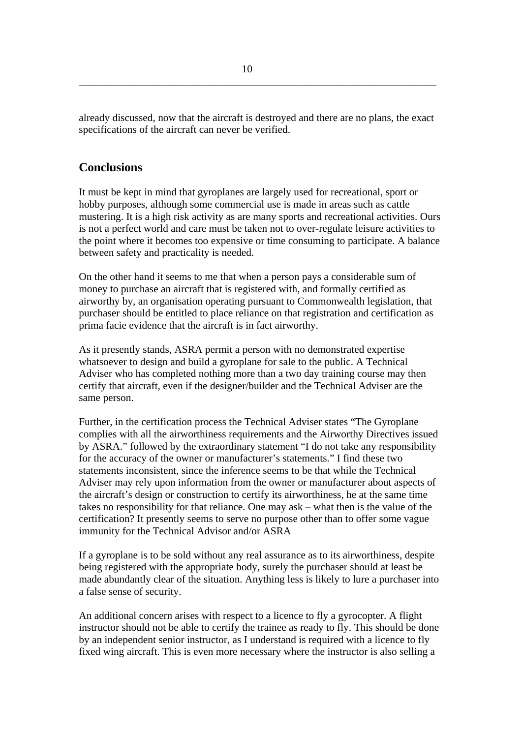already discussed, now that the aircraft is destroyed and there are no plans, the exact specifications of the aircraft can never be verified.

## Conclusions

It must be kept in mind that gyroplanes are largely used for recreational, sport or hobby purposes, although some commercial use is made in areas such as cattle mustering. It is a high risk activity as are many sports and recreational activities. Ours is not a perfect world and care must be taken not to over-regulate leisure activities to the point where it becomes too expensive or time consuming to participate. A balance between safety and practicality is needed.

On the other hand it seems to me that when a person pays a considerable sum of money to purchase an aircraft that is registered with, and formally certified as airworthy by, an organisation operating pursuant to Commonwealth legislation, that purchaser should be entitled to place reliance on that registration and certification as prima facie evidence that the aircraft is in fact airworthy.

As it presently stands, ASRA permit a person with no demonstrated expertise whatsoever to design and build a gyroplane for sale to the public. A Technical Adviser who has completed nothing more than a two day training course may then certify that aircraft, even if the designer/builder and the Technical Adviser are the same person.

Further, in the certification process the Technical Adviser states "The Gyroplane complies with all the airworthiness requirements and the Airworthy Directives issued by ASRA." followed by the extraordinary statement "I do not take any responsibility for the accuracy of the owner or manufacturer's statements." I find these two statements inconsistent, since the inference seems to be that while the Technical Adviser may rely upon information from the owner or manufacturer about aspects of the aircraft's design or construction to certify its airworthiness, he at the same time takes no responsibility for that reliance. One may ask – what then is the value of the certification? It presently seems to serve no purpose other than to offer some vague immunity for the Technical Advisor and/or ASRA

If a gyroplane is to be sold without any real assurance as to its airworthiness, despite being registered with the appropriate body, surely the purchaser should at least be made abundantly clear of the situation. Anything less is likely to lure a purchaser into a false sense of security.

An additional concern arises with respect to a licence to fly a gyrocopter. A flight instructor should not be able to certify the trainee as ready to fly. This should be done by an independent senior instructor, as I understand is required with a licence to fly fixed wing aircraft. This is even more necessary where the instructor is also selling a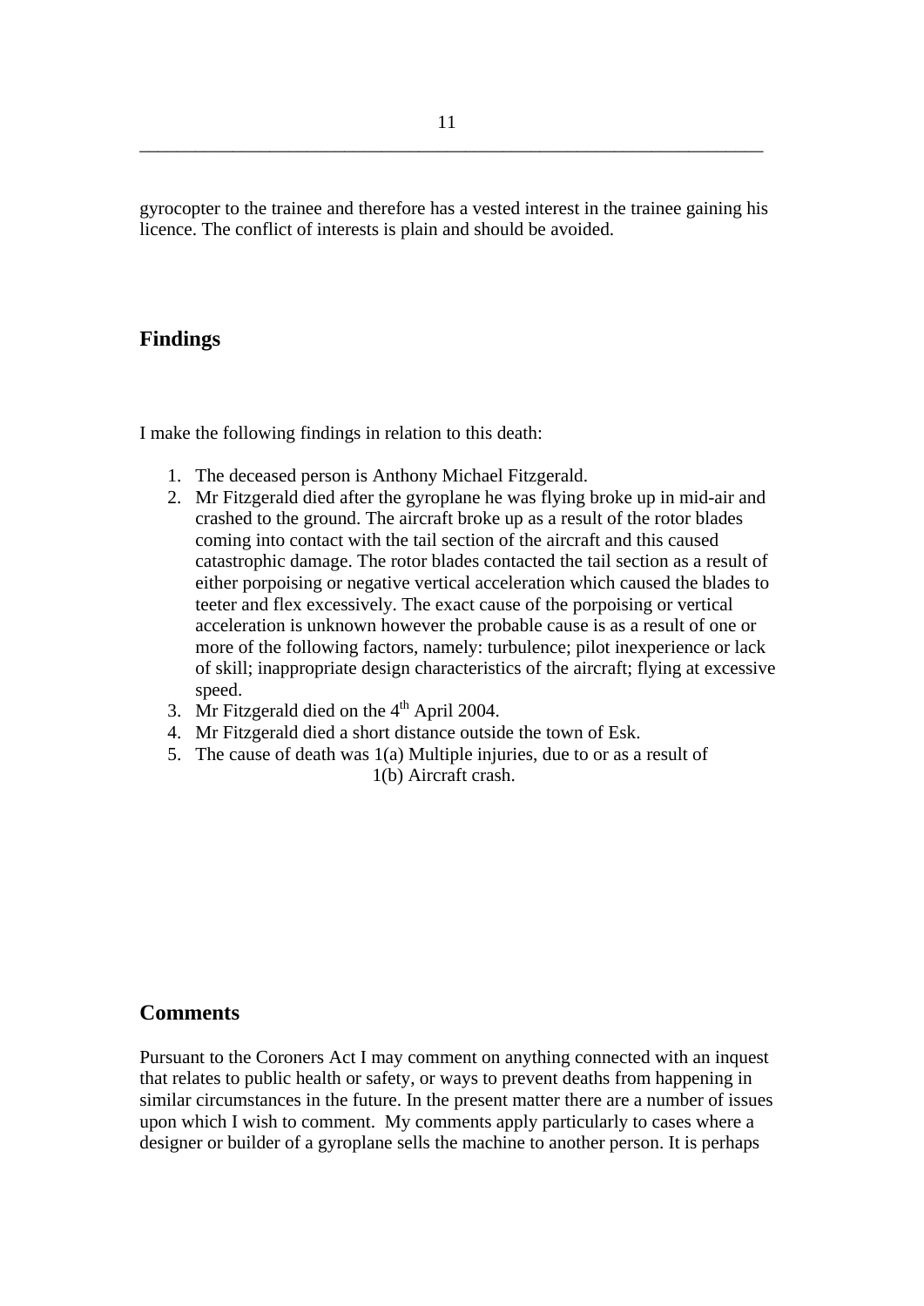gyrocopter to the trainee and therefore has a vested interest in the trainee gaining his licence. The conflict of interests is plain and should be avoided.

## Findings

I make the following findings in relation to this death:

1. The deceased person is Anthony Michael Fitzgerald.
2. Mr Fitzgerald died after the gyroplane he was flying broke up in mid-air and crashed to the ground. The aircraft broke up as a result of the rotor blades coming into contact with the tail section of the aircraft and this caused catastrophic damage. The rotor blades contacted the tail section as a result of either porpoising or negative vertical acceleration which caused the blades to teeter and flex excessively. The exact cause of the porpoising or vertical acceleration is unknown however the probable cause is as a result of one or more of the following factors, namely: turbulence; pilot inexperience or lack of skill; inappropriate design characteristics of the aircraft; flying at excessive speed.
3. Mr Fitzgerald died on the 4th April 2004.
4. Mr Fitzgerald died a short distance outside the town of Esk.
5. The cause of death was 1(a) Multiple injuries, due to or as a result of
   1(b) Aircraft crash.

## Comments

Pursuant to the Coroners Act I may comment on anything connected with an inquest that relates to public health or safety, or ways to prevent deaths from happening in similar circumstances in the future. In the present matter there are a number of issues upon which I wish to comment. My comments apply particularly to cases where a designer or builder of a gyroplane sells the machine to another person. It is perhaps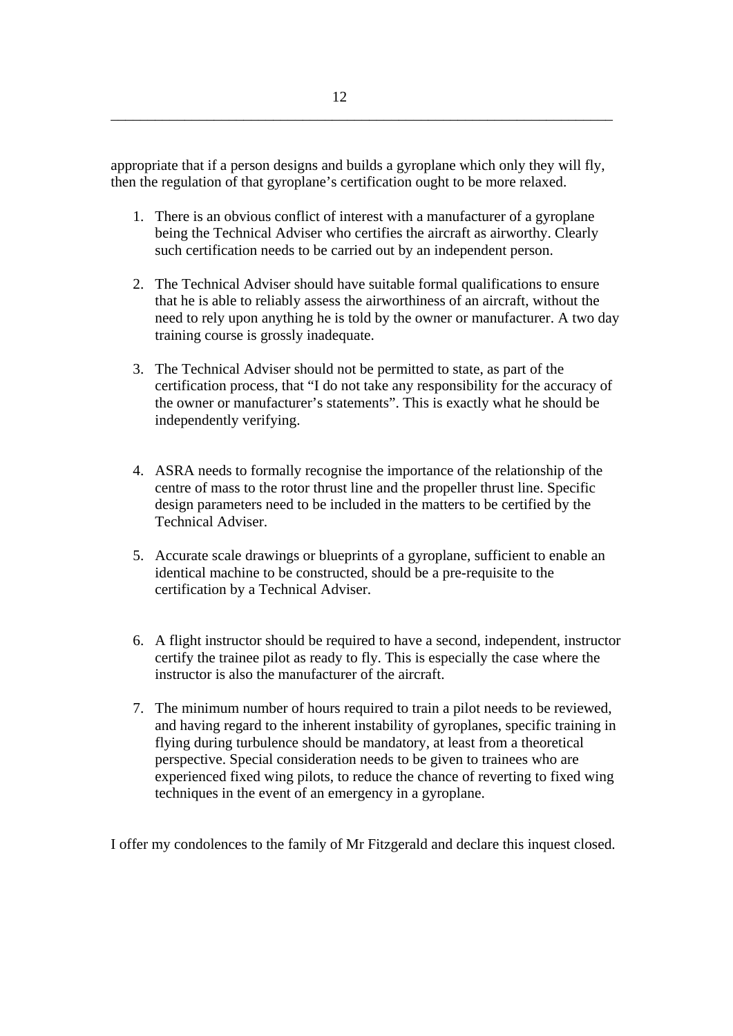appropriate that if a person designs and builds a gyroplane which only they will fly, then the regulation of that gyroplane's certification ought to be more relaxed.

1. There is an obvious conflict of interest with a manufacturer of a gyroplane being the Technical Adviser who certifies the aircraft as airworthy. Clearly such certification needs to be carried out by an independent person.

2. The Technical Adviser should have suitable formal qualifications to ensure that he is able to reliably assess the airworthiness of an aircraft, without the need to rely upon anything he is told by the owner or manufacturer. A two day training course is grossly inadequate.

3. The Technical Adviser should not be permitted to state, as part of the certification process, that "I do not take any responsibility for the accuracy of the owner or manufacturer's statements". This is exactly what he should be independently verifying.

4. ASRA needs to formally recognise the importance of the relationship of the centre of mass to the rotor thrust line and the propeller thrust line. Specific design parameters need to be included in the matters to be certified by the Technical Adviser.

5. Accurate scale drawings or blueprints of a gyroplane, sufficient to enable an identical machine to be constructed, should be a pre-requisite to the certification by a Technical Adviser.

6. A flight instructor should be required to have a second, independent, instructor certify the trainee pilot as ready to fly. This is especially the case where the instructor is also the manufacturer of the aircraft.

7. The minimum number of hours required to train a pilot needs to be reviewed, and having regard to the inherent instability of gyroplanes, specific training in flying during turbulence should be mandatory, at least from a theoretical perspective. Special consideration needs to be given to trainees who are experienced fixed wing pilots, to reduce the chance of reverting to fixed wing techniques in the event of an emergency in a gyroplane.

I offer my condolences to the family of Mr Fitzgerald and declare this inquest closed.